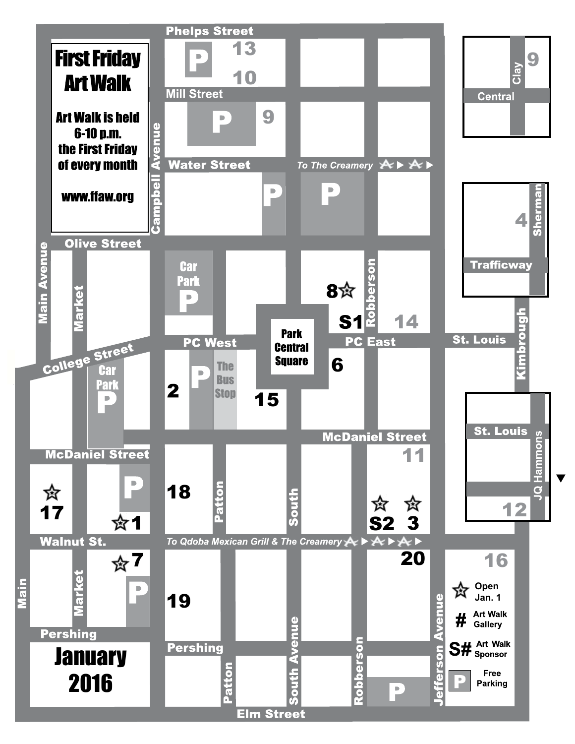# First Friday Art Walk

Art Walk is held 6-10 p.m. the First Friday of every month

www.ffaw.org

## January 2016

Phelps Street

Mill Street

Water Street

To The Creamery

Olive Street

Campbell Avenue

Main Avenue

Market

College Street

Car Park

PC West

Park Central Square

PC East

St. Louis

Robberson

Kimbrough

The Bus Stop

McDaniel Street

Patton

South

Walnut St.

To Qdoba Mexican Grill & The Creamery

Main

Market

Pershing

South Avenue

Robberson

Jefferson Avenue

Elm Street

Clay

Central

Sherman

Trafficway

St. Louis

JQ Hammons

13, 10, 9, 8, S1, 14, 2, 15, 6, 4, 17, 1, 18, S2, 3, 11, 12, 7, 19, 20, 16

☆ Open Jan. 1

\# Art Walk Gallery

S# Art Walk Sponsor

P Free Parking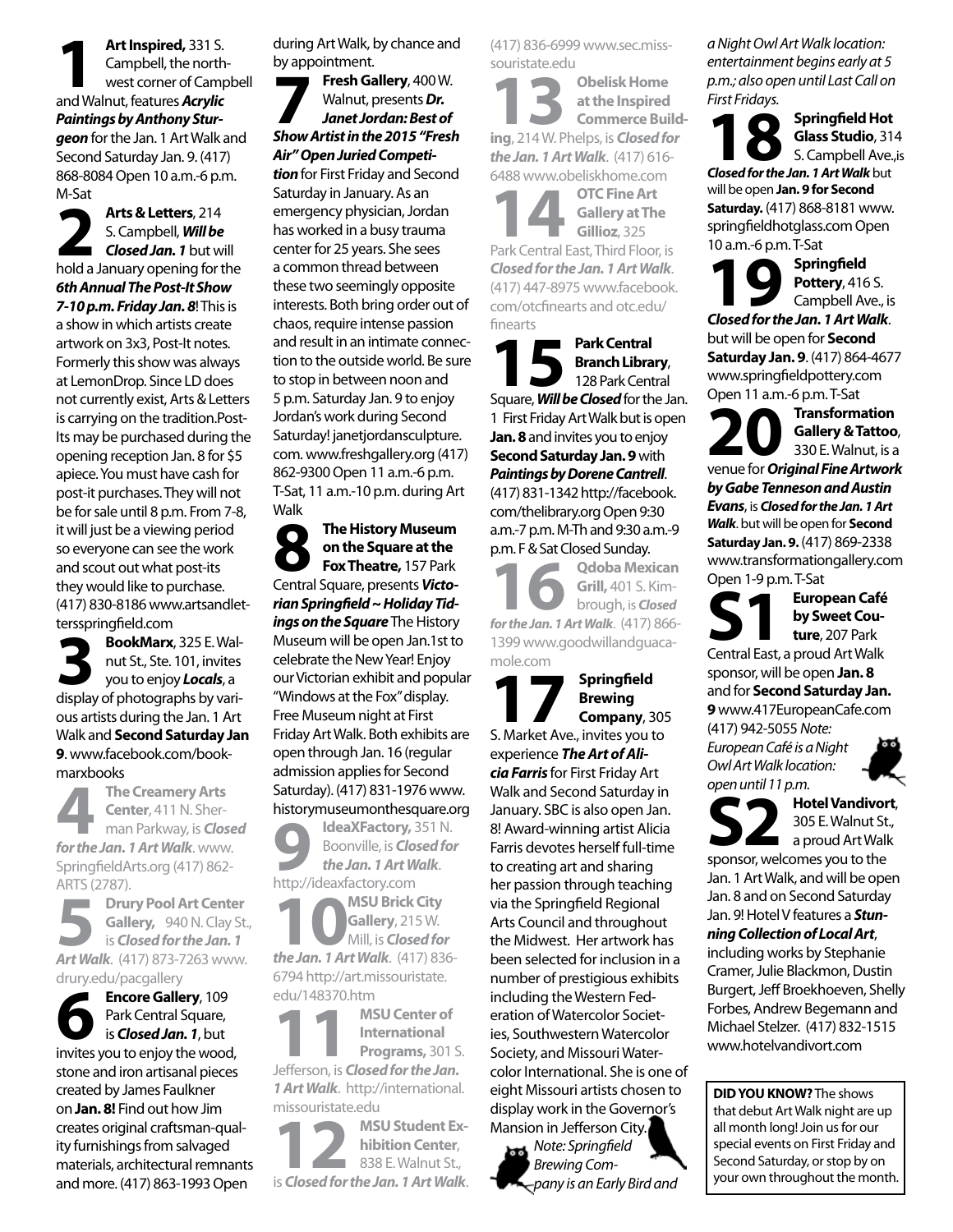**1** **Art Inspired,** 331 S. Campbell, the northwest corner of Campbell and Walnut, features ***Acrylic Paintings by Anthony Sturgeon*** for the Jan. 1 Art Walk and Second Saturday Jan. 9. (417) 868-8084 Open 10 a.m.-6 p.m. M-Sat

**2** **Arts & Letters**, 214 S. Campbell, ***Will be Closed Jan. 1*** but will hold a January opening for the ***6th Annual The Post-It Show 7-10 p.m. Friday Jan. 8***! This is a show in which artists create artwork on 3x3, Post-It notes. Formerly this show was always at LemonDrop. Since LD does not currently exist, Arts & Letters is carrying on the tradition. Post-Its may be purchased during the opening reception Jan. 8 for $5 apiece. You must have cash for post-it purchases. They will not be for sale until 8 p.m. From 7-8, it will just be a viewing period so everyone can see the work and scout out what post-its they would like to purchase. (417) 830-8186 www.artsandletterspringfield.com

**3** **BookMarx**, 325 E. Walnut St., Ste. 101, invites you to enjoy ***Locals***, a display of photographs by various artists during the Jan. 1 Art Walk and **Second Saturday Jan 9**. www.facebook.com/bookmarxbooks

**4** **The Creamery Arts Center**, 411 N. Sherman Parkway, is ***Closed for the Jan. 1 Art Walk***. www.SpringfieldArts.org (417) 862-ARTS (2787).

**5** **Drury Pool Art Center Gallery,** 940 N. Clay St., is ***Closed for the Jan. 1 Art Walk***. (417) 873-7263 www.drury.edu/pacgallery

**6** **Encore Gallery**, 109 Park Central Square, is ***Closed Jan. 1***, but invites you to enjoy the wood, stone and iron artisanal pieces created by James Faulkner on **Jan. 8!** Find out how Jim creates original craftsman-quality furnishings from salvaged materials, architectural remnants and more. (417) 863-1993 Open during Art Walk, by chance and by appointment.

**7** **Fresh Gallery**, 400 W. Walnut, presents ***Dr. Janet Jordan: Best of Show Artist in the 2015 "Fresh Air" Open Juried Competition*** for First Friday and Second Saturday in January. As an emergency physician, Jordan has worked in a busy trauma center for 25 years. She sees a common thread between these two seemingly opposite interests. Both bring order out of chaos, require intense passion and result in an intimate connection to the outside world. Be sure to stop in between noon and 5 p.m. Saturday Jan. 9 to enjoy Jordan's work during Second Saturday! janetjordansculpture.com. www.freshgallery.org (417) 862-9300 Open 11 a.m.-6 p.m. T-Sat, 11 a.m.-10 p.m. during Art Walk

**8** **The History Museum on the Square at the Fox Theatre,** 157 Park Central Square, presents ***Victorian Springfield ~ Holiday Tidings on the Square*** The History Museum will be open Jan.1st to celebrate the New Year! Enjoy our Victorian exhibit and popular "Windows at the Fox" display. Free Museum night at First Friday Art Walk. Both exhibits are open through Jan. 16 (regular admission applies for Second Saturday). (417) 831-1976 www.historymuseumonthesquare.org

**9** **IdeaXFactory,** 351 N. Boonville, is ***Closed for the Jan. 1 Art Walk***. http://ideaxfactory.com

**10** **MSU Brick City Gallery**, 215 W. Mill, is ***Closed for the Jan. 1 Art Walk***. (417) 836-6794 http://art.missouristate.edu/148370.htm

**11** **MSU Center of International Programs,** 301 S. Jefferson, is ***Closed for the Jan. 1 Art Walk***. http://international.missouristate.edu

**12** **MSU Student Exhibition Center**, 838 E. Walnut St., is ***Closed for the Jan. 1 Art Walk***. (417) 836-6999 www.sec.missouristate.edu

**13** **Obelisk Home at the Inspired Commerce Building**, 214 W. Phelps, is ***Closed for the Jan. 1 Art Walk***. (417) 616-6488 www.obeliskhome.com

**14** **OTC Fine Art Gallery at The Gillioz**, 325 Park Central East, Third Floor, is ***Closed for the Jan. 1 Art Walk***. (417) 447-8975 www.facebook.com/otcfinearts and otc.edu/finearts

**15** **Park Central Branch Library**, 128 Park Central Square, ***Will be Closed*** for the Jan. 1 First Friday Art Walk but is open **Jan. 8** and invites you to enjoy **Second Saturday Jan. 9** with ***Paintings by Dorene Cantrell***. (417) 831-1342 http://facebook.com/thelibrary.org Open 9:30 a.m.-7 p.m. M-Th and 9:30 a.m.-9 p.m. F & Sat Closed Sunday.

**16** **Qdoba Mexican Grill,** 401 S. Kimbrough, is ***Closed for the Jan. 1 Art Walk***. (417) 866-1399 www.goodwillandguacamole.com

**17** **Springfield Brewing Company**, 305 S. Market Ave., invites you to experience ***The Art of Alicia Farris*** for First Friday Art Walk and Second Saturday in January. SBC is also open Jan. 8! Award-winning artist Alicia Farris devotes herself full-time to creating art and sharing her passion through teaching via the Springfield Regional Arts Council and throughout the Midwest. Her artwork has been selected for inclusion in a number of prestigious exhibits including the Western Federation of Watercolor Societies, Southwestern Watercolor Society, and Missouri Watercolor International. She is one of eight Missouri artists chosen to display work in the Governor's Mansion in Jefferson City.
*Note: Springfield Brewing Company is an Early Bird and a Night Owl Art Walk location: entertainment begins early at 5 p.m.; also open until Last Call on First Fridays.*

**18** **Springfield Hot Glass Studio**, 314 S. Campbell Ave.,is ***Closed for the Jan. 1 Art Walk*** but will be open **Jan. 9 for Second Saturday.** (417) 868-8181 www.springfieldhotglass.com Open 10 a.m.-6 p.m. T-Sat

**19** **Springfield Pottery**, 416 S. Campbell Ave., is ***Closed for the Jan. 1 Art Walk***. but will be open for **Second Saturday Jan. 9**. (417) 864-4677 www.springfieldpottery.com Open 11 a.m.-6 p.m. T-Sat

**20** **Transformation Gallery & Tattoo**, 330 E. Walnut, is a venue for ***Original Fine Artwork by Gabe Tenneson and Austin Evans***, is ***Closed for the Jan. 1 Art Walk***. but will be open for **Second Saturday Jan. 9.** (417) 869-2338 www.transformationgallery.com Open 1-9 p.m. T-Sat

**S1** **European Café by Sweet Couture**, 207 Park Central East, a proud Art Walk sponsor, will be open **Jan. 8** and for **Second Saturday Jan. 9** www.417EuropeanCafe.com (417) 942-5055 *Note: European Café is a Night Owl Art Walk location: open until 11 p.m.*

**S2** **Hotel Vandivort**, 305 E. Walnut St., a proud Art Walk sponsor, welcomes you to the Jan. 1 Art Walk, and will be open Jan. 8 and on Second Saturday Jan. 9! Hotel V features a ***Stunning Collection of Local Art***, including works by Stephanie Cramer, Julie Blackmon, Dustin Burgert, Jeff Broekhoeven, Shelly Forbes, Andrew Begemann and Michael Stelzer. (417) 832-1515 www.hotelvandivort.com

**DID YOU KNOW?** The shows that debut Art Walk night are up all month long! Join us for our special events on First Friday and Second Saturday, or stop by on your own throughout the month.